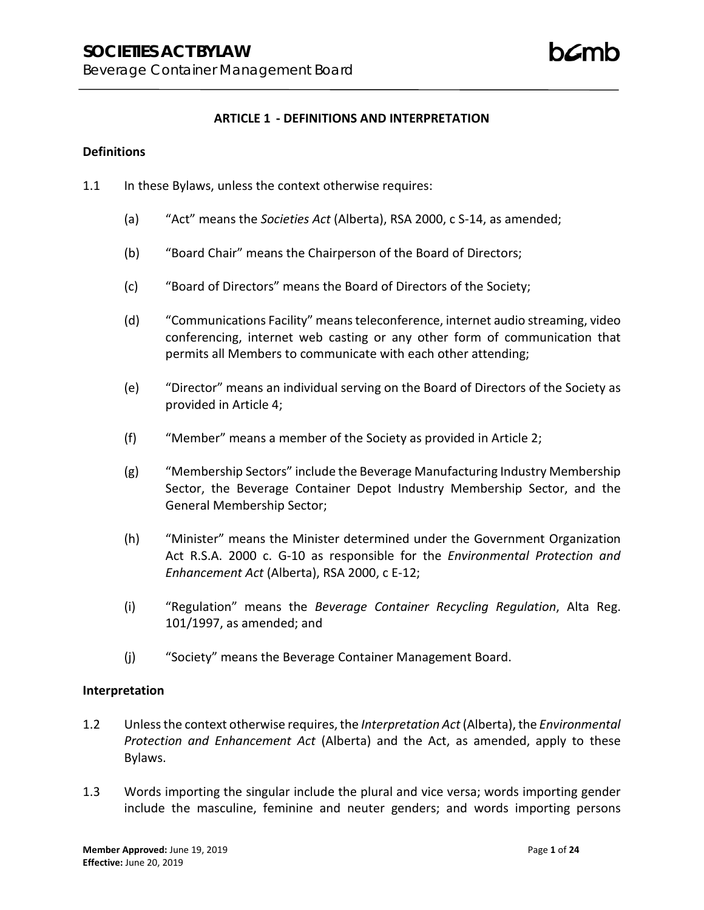## ARTICLE 1 - DEFINITIONS AND INTERPRETATION

### Definitions

1.1 In these Bylaws, unless the context otherwise requires:

(a) "Act" means the *Societies Act* (Alberta), RSA 2000, c S-14, as amended;

(b) "Board Chair" means the Chairperson of the Board of Directors;

(c) "Board of Directors" means the Board of Directors of the Society;

(d) "Communications Facility" means teleconference, internet audio streaming, video conferencing, internet web casting or any other form of communication that permits all Members to communicate with each other attending;

(e) "Director" means an individual serving on the Board of Directors of the Society as provided in Article 4;

(f) "Member" means a member of the Society as provided in Article 2;

(g) "Membership Sectors" include the Beverage Manufacturing Industry Membership Sector, the Beverage Container Depot Industry Membership Sector, and the General Membership Sector;

(h) "Minister" means the Minister determined under the Government Organization Act R.S.A. 2000 c. G-10 as responsible for the *Environmental Protection and Enhancement Act* (Alberta), RSA 2000, c E-12;

(i) "Regulation" means the *Beverage Container Recycling Regulation*, Alta Reg. 101/1997, as amended; and

(j) "Society" means the Beverage Container Management Board.

### Interpretation

1.2 Unless the context otherwise requires, the *Interpretation Act* (Alberta), the *Environmental Protection and Enhancement Act* (Alberta) and the Act, as amended, apply to these Bylaws.

1.3 Words importing the singular include the plural and vice versa; words importing gender include the masculine, feminine and neuter genders; and words importing persons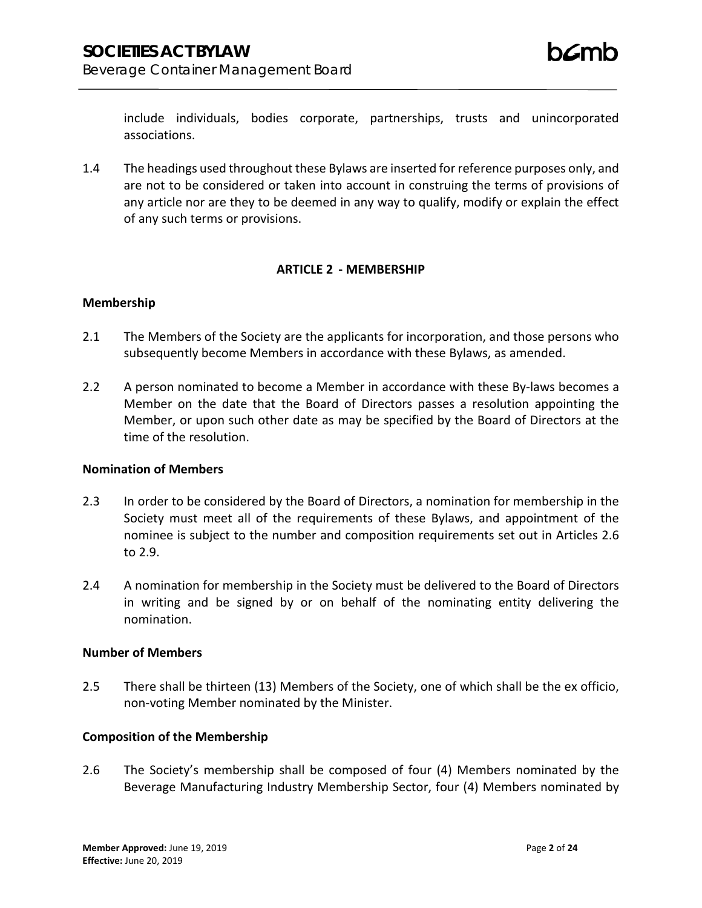include individuals, bodies corporate, partnerships, trusts and unincorporated associations.

1.4 The headings used throughout these Bylaws are inserted for reference purposes only, and are not to be considered or taken into account in construing the terms of provisions of any article nor are they to be deemed in any way to qualify, modify or explain the effect of any such terms or provisions.

## ARTICLE 2 - MEMBERSHIP

### Membership

2.1 The Members of the Society are the applicants for incorporation, and those persons who subsequently become Members in accordance with these Bylaws, as amended.

2.2 A person nominated to become a Member in accordance with these By-laws becomes a Member on the date that the Board of Directors passes a resolution appointing the Member, or upon such other date as may be specified by the Board of Directors at the time of the resolution.

### Nomination of Members

2.3 In order to be considered by the Board of Directors, a nomination for membership in the Society must meet all of the requirements of these Bylaws, and appointment of the nominee is subject to the number and composition requirements set out in Articles 2.6 to 2.9.

2.4 A nomination for membership in the Society must be delivered to the Board of Directors in writing and be signed by or on behalf of the nominating entity delivering the nomination.

### Number of Members

2.5 There shall be thirteen (13) Members of the Society, one of which shall be the ex officio, non-voting Member nominated by the Minister.

### Composition of the Membership

2.6 The Society's membership shall be composed of four (4) Members nominated by the Beverage Manufacturing Industry Membership Sector, four (4) Members nominated by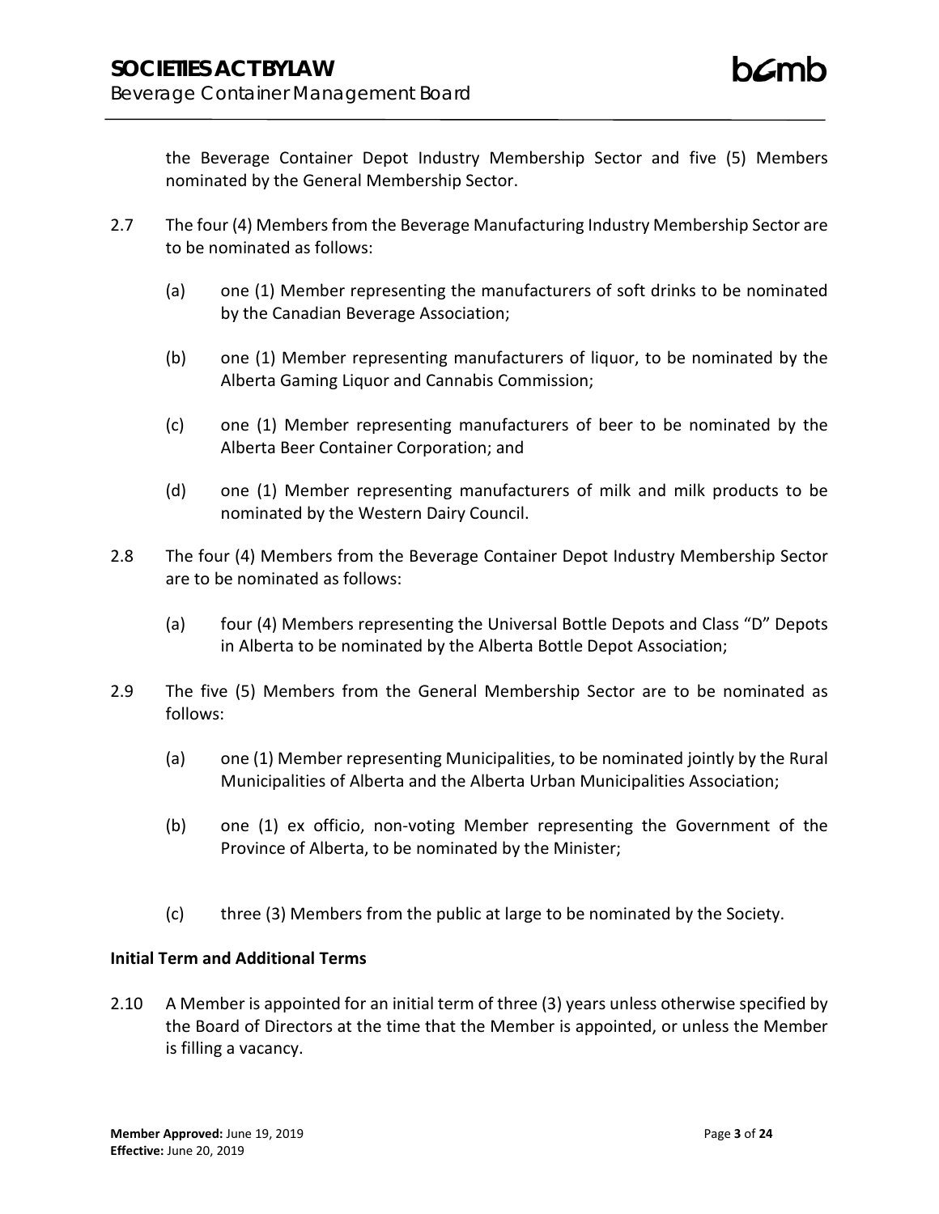the Beverage Container Depot Industry Membership Sector and five (5) Members nominated by the General Membership Sector.

2.7 The four (4) Members from the Beverage Manufacturing Industry Membership Sector are to be nominated as follows:

(a) one (1) Member representing the manufacturers of soft drinks to be nominated by the Canadian Beverage Association;

(b) one (1) Member representing manufacturers of liquor, to be nominated by the Alberta Gaming Liquor and Cannabis Commission;

(c) one (1) Member representing manufacturers of beer to be nominated by the Alberta Beer Container Corporation; and

(d) one (1) Member representing manufacturers of milk and milk products to be nominated by the Western Dairy Council.

2.8 The four (4) Members from the Beverage Container Depot Industry Membership Sector are to be nominated as follows:

(a) four (4) Members representing the Universal Bottle Depots and Class "D" Depots in Alberta to be nominated by the Alberta Bottle Depot Association;

2.9 The five (5) Members from the General Membership Sector are to be nominated as follows:

(a) one (1) Member representing Municipalities, to be nominated jointly by the Rural Municipalities of Alberta and the Alberta Urban Municipalities Association;

(b) one (1) ex officio, non-voting Member representing the Government of the Province of Alberta, to be nominated by the Minister;

(c) three (3) Members from the public at large to be nominated by the Society.

**Initial Term and Additional Terms**

2.10 A Member is appointed for an initial term of three (3) years unless otherwise specified by the Board of Directors at the time that the Member is appointed, or unless the Member is filling a vacancy.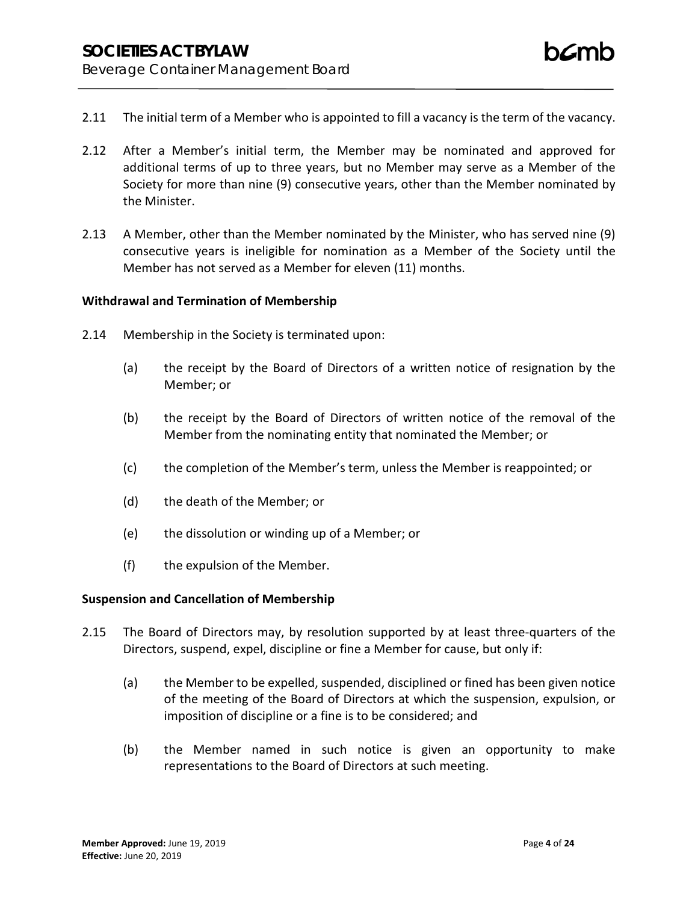2.11 The initial term of a Member who is appointed to fill a vacancy is the term of the vacancy.

2.12 After a Member's initial term, the Member may be nominated and approved for additional terms of up to three years, but no Member may serve as a Member of the Society for more than nine (9) consecutive years, other than the Member nominated by the Minister.

2.13 A Member, other than the Member nominated by the Minister, who has served nine (9) consecutive years is ineligible for nomination as a Member of the Society until the Member has not served as a Member for eleven (11) months.

**Withdrawal and Termination of Membership**

2.14 Membership in the Society is terminated upon:

(a) the receipt by the Board of Directors of a written notice of resignation by the Member; or

(b) the receipt by the Board of Directors of written notice of the removal of the Member from the nominating entity that nominated the Member; or

(c) the completion of the Member's term, unless the Member is reappointed; or

(d) the death of the Member; or

(e) the dissolution or winding up of a Member; or

(f) the expulsion of the Member.

**Suspension and Cancellation of Membership**

2.15 The Board of Directors may, by resolution supported by at least three-quarters of the Directors, suspend, expel, discipline or fine a Member for cause, but only if:

(a) the Member to be expelled, suspended, disciplined or fined has been given notice of the meeting of the Board of Directors at which the suspension, expulsion, or imposition of discipline or a fine is to be considered; and

(b) the Member named in such notice is given an opportunity to make representations to the Board of Directors at such meeting.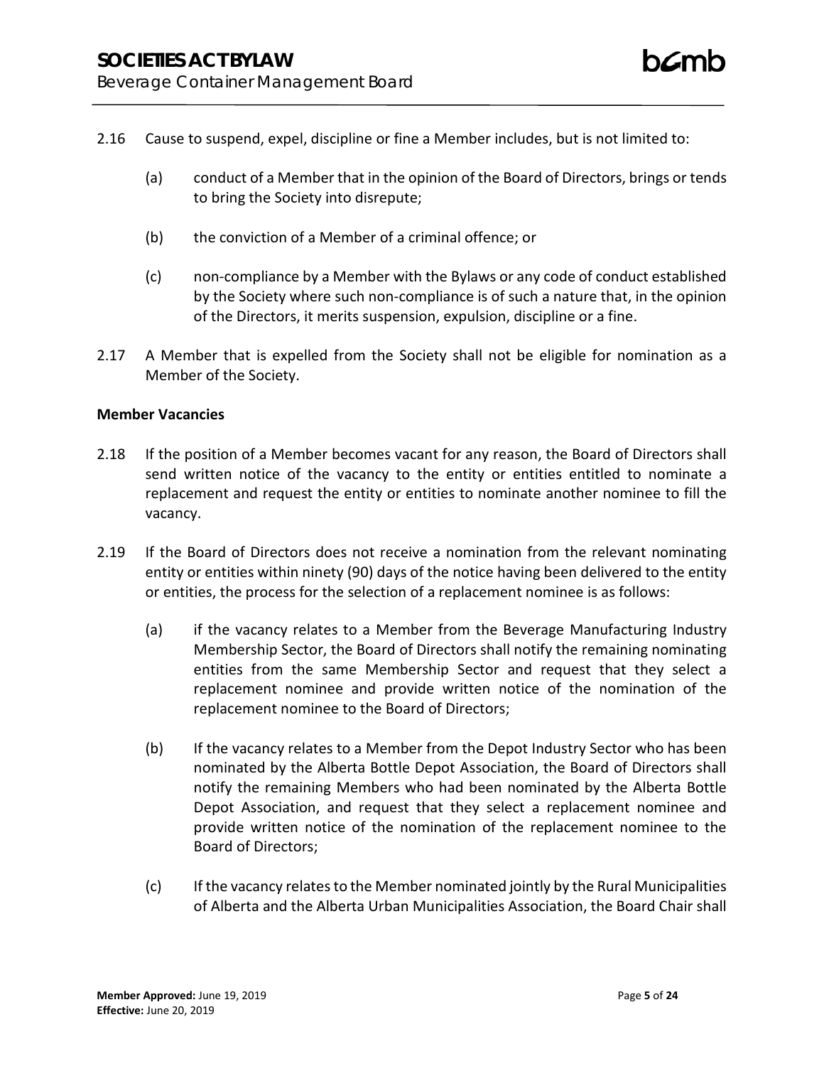2.16 Cause to suspend, expel, discipline or fine a Member includes, but is not limited to:

(a) conduct of a Member that in the opinion of the Board of Directors, brings or tends to bring the Society into disrepute;

(b) the conviction of a Member of a criminal offence; or

(c) non-compliance by a Member with the Bylaws or any code of conduct established by the Society where such non-compliance is of such a nature that, in the opinion of the Directors, it merits suspension, expulsion, discipline or a fine.

2.17 A Member that is expelled from the Society shall not be eligible for nomination as a Member of the Society.

**Member Vacancies**

2.18 If the position of a Member becomes vacant for any reason, the Board of Directors shall send written notice of the vacancy to the entity or entities entitled to nominate a replacement and request the entity or entities to nominate another nominee to fill the vacancy.

2.19 If the Board of Directors does not receive a nomination from the relevant nominating entity or entities within ninety (90) days of the notice having been delivered to the entity or entities, the process for the selection of a replacement nominee is as follows:

(a) if the vacancy relates to a Member from the Beverage Manufacturing Industry Membership Sector, the Board of Directors shall notify the remaining nominating entities from the same Membership Sector and request that they select a replacement nominee and provide written notice of the nomination of the replacement nominee to the Board of Directors;

(b) If the vacancy relates to a Member from the Depot Industry Sector who has been nominated by the Alberta Bottle Depot Association, the Board of Directors shall notify the remaining Members who had been nominated by the Alberta Bottle Depot Association, and request that they select a replacement nominee and provide written notice of the nomination of the replacement nominee to the Board of Directors;

(c) If the vacancy relates to the Member nominated jointly by the Rural Municipalities of Alberta and the Alberta Urban Municipalities Association, the Board Chair shall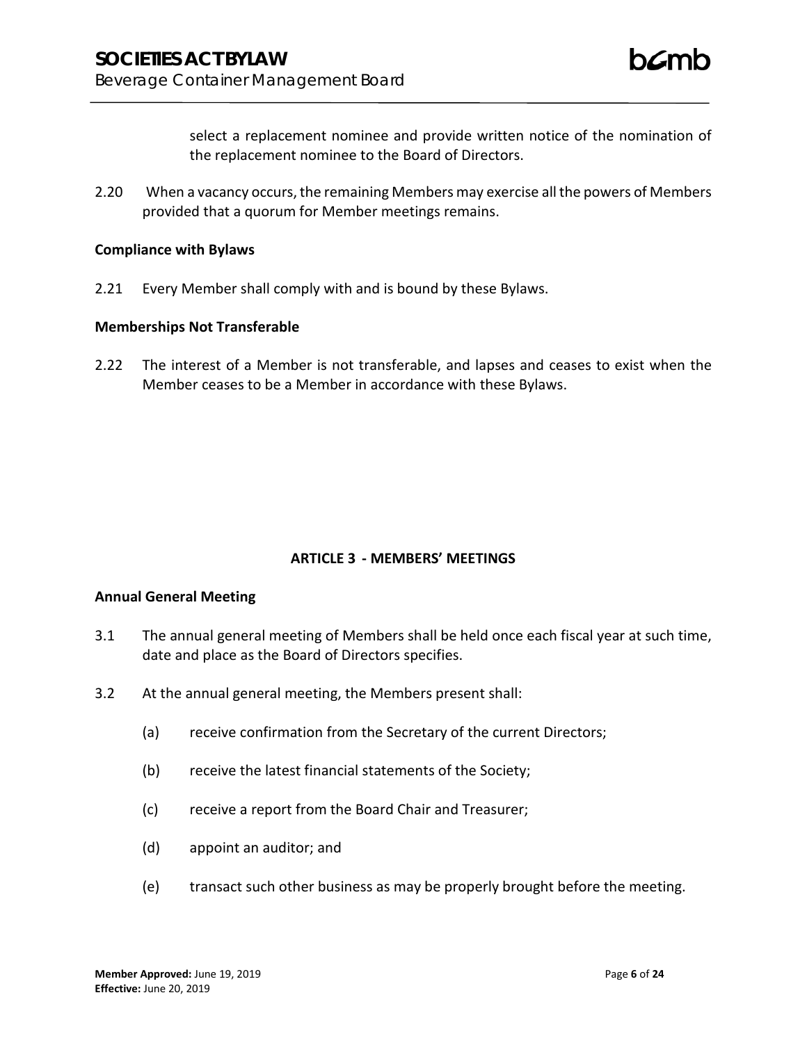select a replacement nominee and provide written notice of the nomination of the replacement nominee to the Board of Directors.

2.20 When a vacancy occurs, the remaining Members may exercise all the powers of Members provided that a quorum for Member meetings remains.

**Compliance with Bylaws**

2.21 Every Member shall comply with and is bound by these Bylaws.

**Memberships Not Transferable**

2.22 The interest of a Member is not transferable, and lapses and ceases to exist when the Member ceases to be a Member in accordance with these Bylaws.

## ARTICLE 3 - MEMBERS' MEETINGS

**Annual General Meeting**

3.1 The annual general meeting of Members shall be held once each fiscal year at such time, date and place as the Board of Directors specifies.

3.2 At the annual general meeting, the Members present shall:

(a) receive confirmation from the Secretary of the current Directors;

(b) receive the latest financial statements of the Society;

(c) receive a report from the Board Chair and Treasurer;

(d) appoint an auditor; and

(e) transact such other business as may be properly brought before the meeting.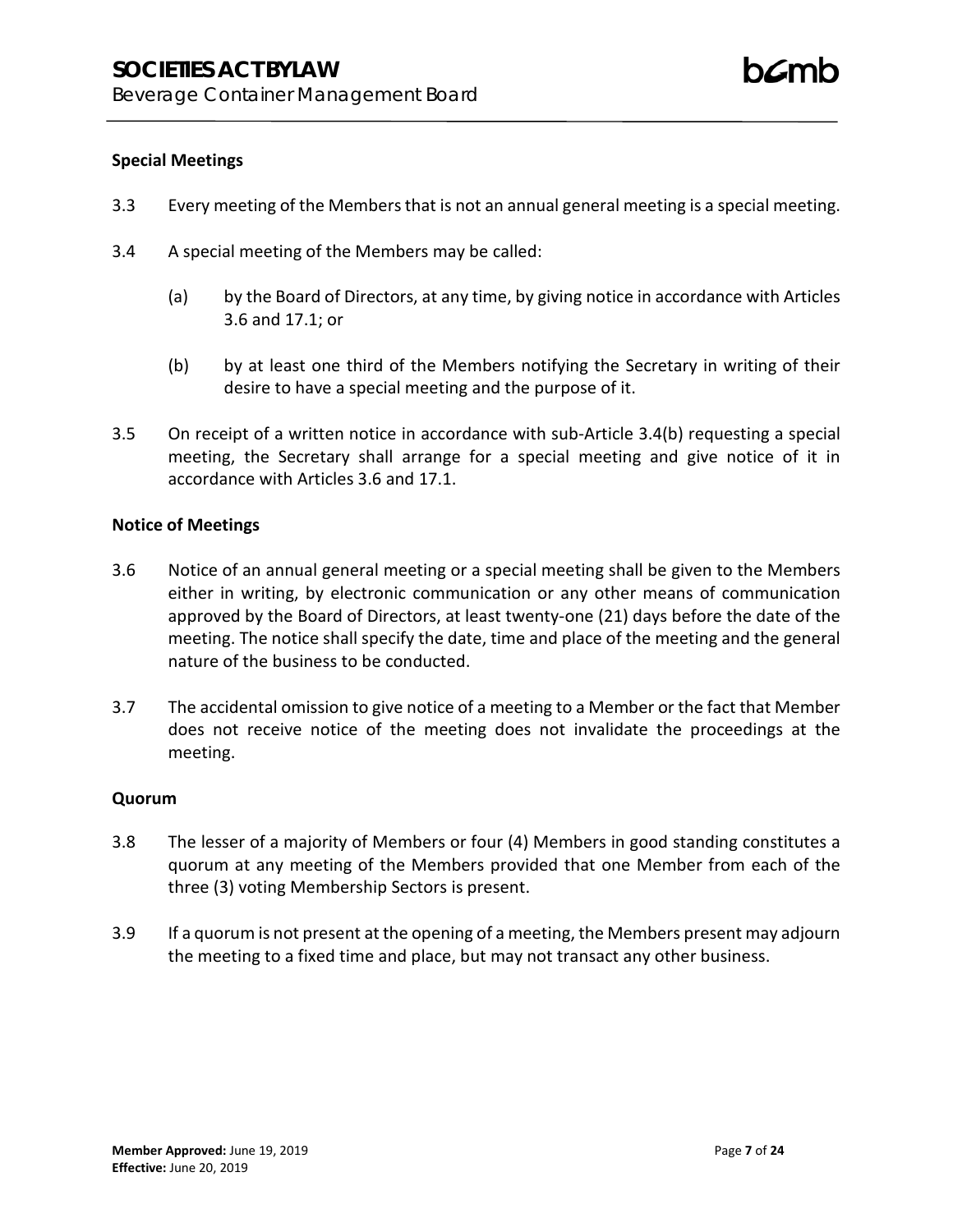**Special Meetings**

3.3 Every meeting of the Members that is not an annual general meeting is a special meeting.

3.4 A special meeting of the Members may be called:

(a) by the Board of Directors, at any time, by giving notice in accordance with Articles 3.6 and 17.1; or

(b) by at least one third of the Members notifying the Secretary in writing of their desire to have a special meeting and the purpose of it.

3.5 On receipt of a written notice in accordance with sub-Article 3.4(b) requesting a special meeting, the Secretary shall arrange for a special meeting and give notice of it in accordance with Articles 3.6 and 17.1.

**Notice of Meetings**

3.6 Notice of an annual general meeting or a special meeting shall be given to the Members either in writing, by electronic communication or any other means of communication approved by the Board of Directors, at least twenty-one (21) days before the date of the meeting. The notice shall specify the date, time and place of the meeting and the general nature of the business to be conducted.

3.7 The accidental omission to give notice of a meeting to a Member or the fact that Member does not receive notice of the meeting does not invalidate the proceedings at the meeting.

**Quorum**

3.8 The lesser of a majority of Members or four (4) Members in good standing constitutes a quorum at any meeting of the Members provided that one Member from each of the three (3) voting Membership Sectors is present.

3.9 If a quorum is not present at the opening of a meeting, the Members present may adjourn the meeting to a fixed time and place, but may not transact any other business.

**Member Approved:** June 19, 2019
**Effective:** June 20, 2019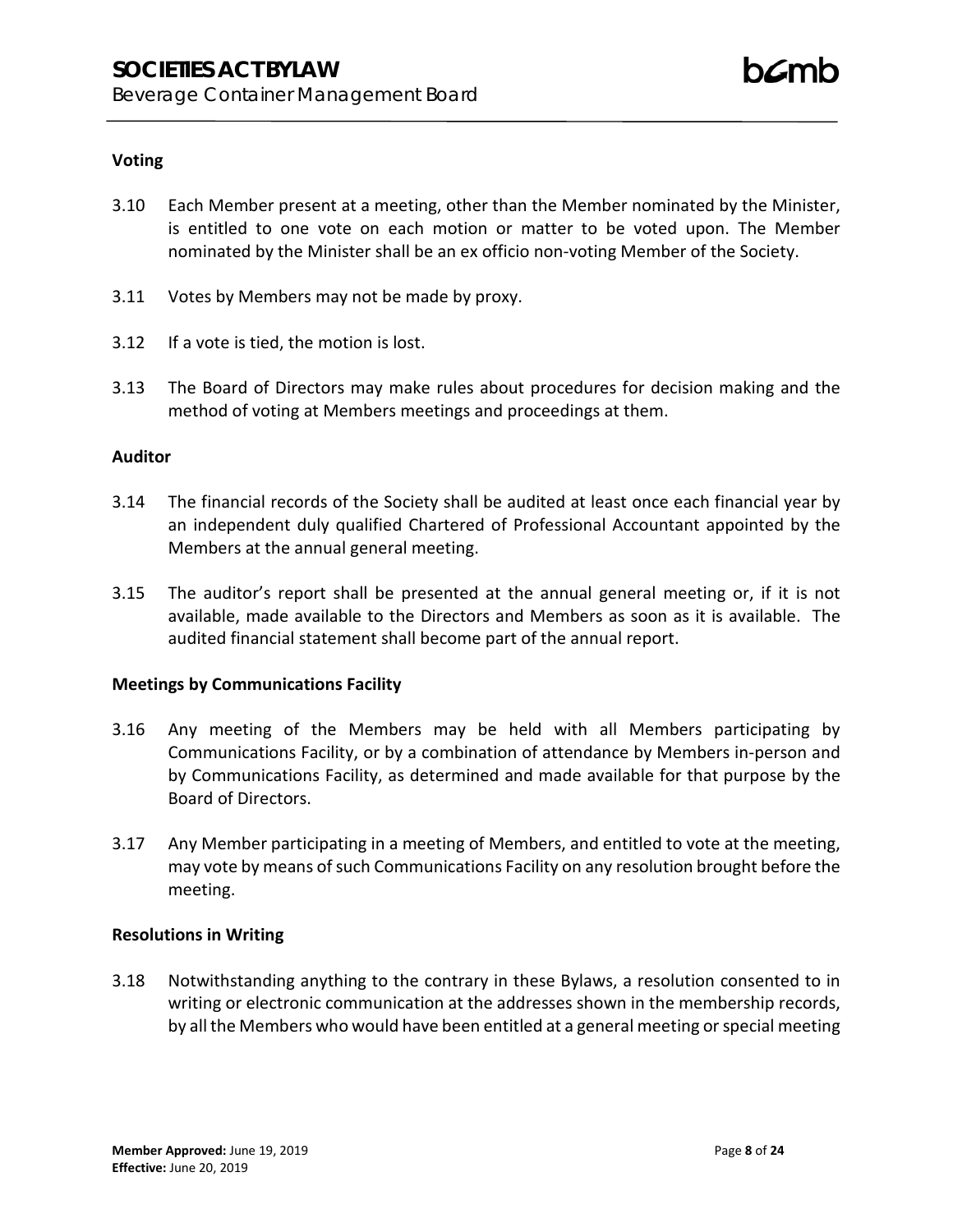### Voting

3.10 Each Member present at a meeting, other than the Member nominated by the Minister, is entitled to one vote on each motion or matter to be voted upon. The Member nominated by the Minister shall be an ex officio non-voting Member of the Society.

3.11 Votes by Members may not be made by proxy.

3.12 If a vote is tied, the motion is lost.

3.13 The Board of Directors may make rules about procedures for decision making and the method of voting at Members meetings and proceedings at them.

### Auditor

3.14 The financial records of the Society shall be audited at least once each financial year by an independent duly qualified Chartered of Professional Accountant appointed by the Members at the annual general meeting.

3.15 The auditor's report shall be presented at the annual general meeting or, if it is not available, made available to the Directors and Members as soon as it is available. The audited financial statement shall become part of the annual report.

### Meetings by Communications Facility

3.16 Any meeting of the Members may be held with all Members participating by Communications Facility, or by a combination of attendance by Members in-person and by Communications Facility, as determined and made available for that purpose by the Board of Directors.

3.17 Any Member participating in a meeting of Members, and entitled to vote at the meeting, may vote by means of such Communications Facility on any resolution brought before the meeting.

### Resolutions in Writing

3.18 Notwithstanding anything to the contrary in these Bylaws, a resolution consented to in writing or electronic communication at the addresses shown in the membership records, by all the Members who would have been entitled at a general meeting or special meeting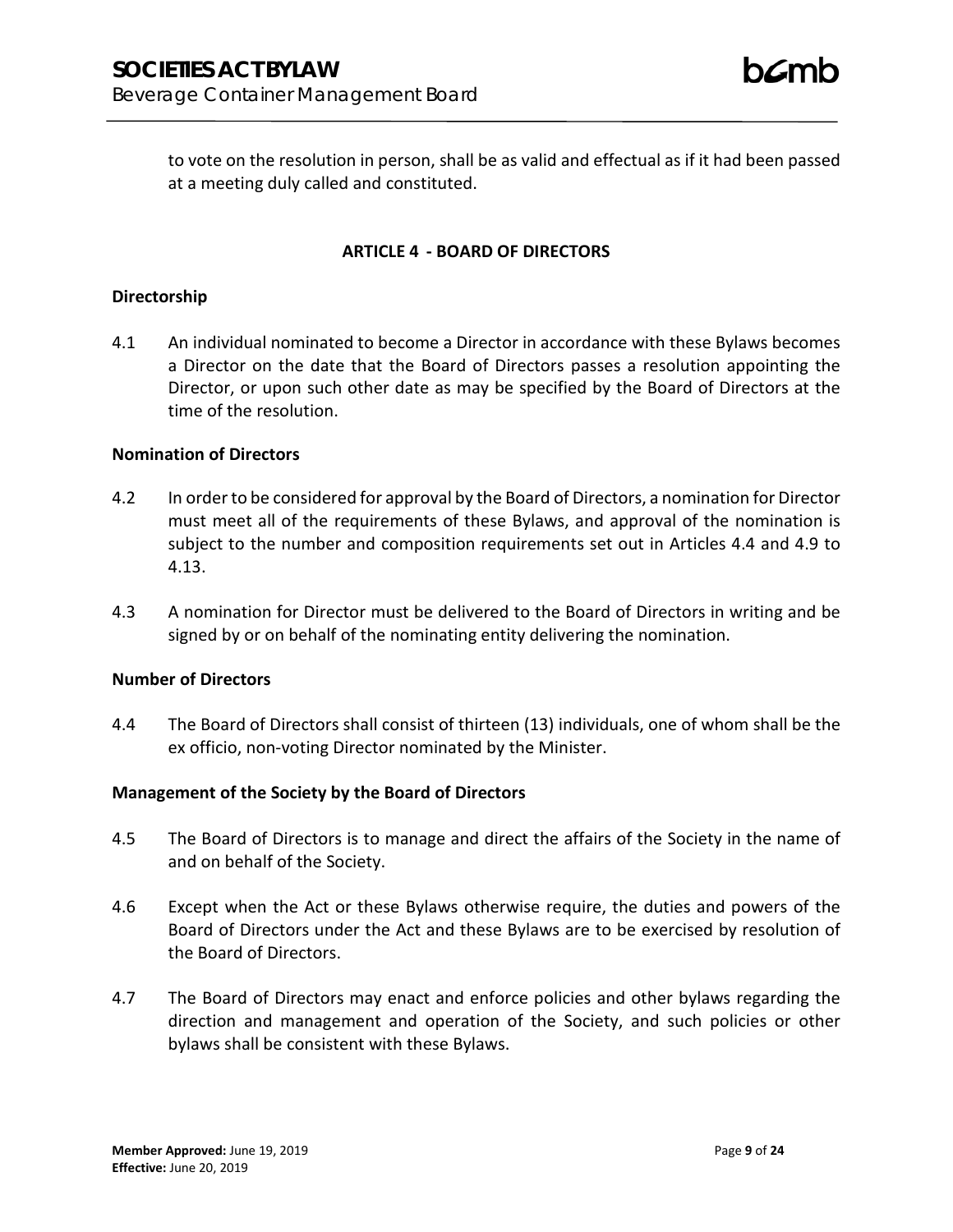to vote on the resolution in person, shall be as valid and effectual as if it had been passed at a meeting duly called and constituted.

## ARTICLE 4 - BOARD OF DIRECTORS

### Directorship

4.1 An individual nominated to become a Director in accordance with these Bylaws becomes a Director on the date that the Board of Directors passes a resolution appointing the Director, or upon such other date as may be specified by the Board of Directors at the time of the resolution.

### Nomination of Directors

4.2 In order to be considered for approval by the Board of Directors, a nomination for Director must meet all of the requirements of these Bylaws, and approval of the nomination is subject to the number and composition requirements set out in Articles 4.4 and 4.9 to 4.13.

4.3 A nomination for Director must be delivered to the Board of Directors in writing and be signed by or on behalf of the nominating entity delivering the nomination.

### Number of Directors

4.4 The Board of Directors shall consist of thirteen (13) individuals, one of whom shall be the ex officio, non-voting Director nominated by the Minister.

### Management of the Society by the Board of Directors

4.5 The Board of Directors is to manage and direct the affairs of the Society in the name of and on behalf of the Society.

4.6 Except when the Act or these Bylaws otherwise require, the duties and powers of the Board of Directors under the Act and these Bylaws are to be exercised by resolution of the Board of Directors.

4.7 The Board of Directors may enact and enforce policies and other bylaws regarding the direction and management and operation of the Society, and such policies or other bylaws shall be consistent with these Bylaws.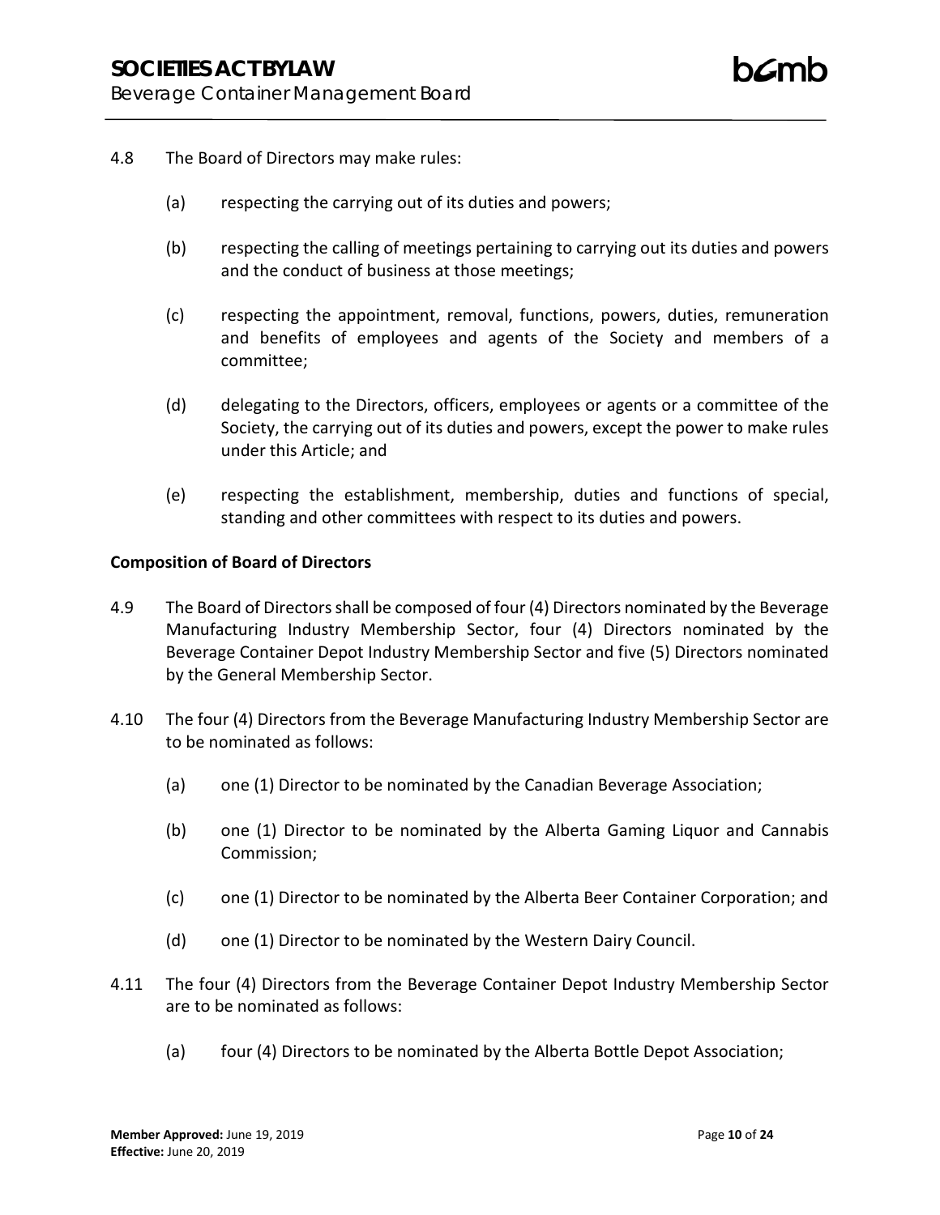4.8 The Board of Directors may make rules:

  (a) respecting the carrying out of its duties and powers;

  (b) respecting the calling of meetings pertaining to carrying out its duties and powers and the conduct of business at those meetings;

  (c) respecting the appointment, removal, functions, powers, duties, remuneration and benefits of employees and agents of the Society and members of a committee;

  (d) delegating to the Directors, officers, employees or agents or a committee of the Society, the carrying out of its duties and powers, except the power to make rules under this Article; and

  (e) respecting the establishment, membership, duties and functions of special, standing and other committees with respect to its duties and powers.

**Composition of Board of Directors**

4.9 The Board of Directors shall be composed of four (4) Directors nominated by the Beverage Manufacturing Industry Membership Sector, four (4) Directors nominated by the Beverage Container Depot Industry Membership Sector and five (5) Directors nominated by the General Membership Sector.

4.10 The four (4) Directors from the Beverage Manufacturing Industry Membership Sector are to be nominated as follows:

  (a) one (1) Director to be nominated by the Canadian Beverage Association;

  (b) one (1) Director to be nominated by the Alberta Gaming Liquor and Cannabis Commission;

  (c) one (1) Director to be nominated by the Alberta Beer Container Corporation; and

  (d) one (1) Director to be nominated by the Western Dairy Council.

4.11 The four (4) Directors from the Beverage Container Depot Industry Membership Sector are to be nominated as follows:

  (a) four (4) Directors to be nominated by the Alberta Bottle Depot Association;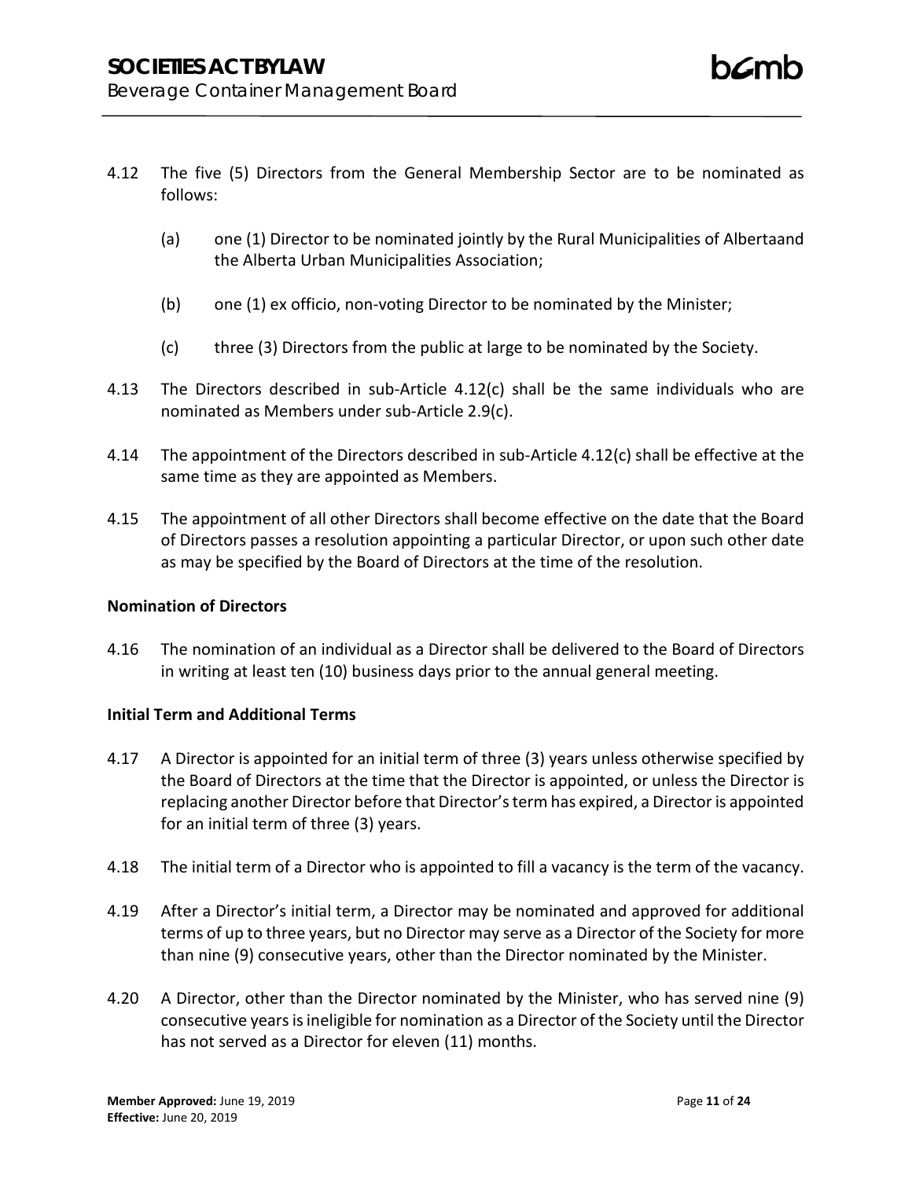4.12 The five (5) Directors from the General Membership Sector are to be nominated as follows:

   (a) one (1) Director to be nominated jointly by the Rural Municipalities of Albertaand the Alberta Urban Municipalities Association;

   (b) one (1) ex officio, non-voting Director to be nominated by the Minister;

   (c) three (3) Directors from the public at large to be nominated by the Society.

4.13 The Directors described in sub-Article 4.12(c) shall be the same individuals who are nominated as Members under sub-Article 2.9(c).

4.14 The appointment of the Directors described in sub-Article 4.12(c) shall be effective at the same time as they are appointed as Members.

4.15 The appointment of all other Directors shall become effective on the date that the Board of Directors passes a resolution appointing a particular Director, or upon such other date as may be specified by the Board of Directors at the time of the resolution.

**Nomination of Directors**

4.16 The nomination of an individual as a Director shall be delivered to the Board of Directors in writing at least ten (10) business days prior to the annual general meeting.

**Initial Term and Additional Terms**

4.17 A Director is appointed for an initial term of three (3) years unless otherwise specified by the Board of Directors at the time that the Director is appointed, or unless the Director is replacing another Director before that Director's term has expired, a Director is appointed for an initial term of three (3) years.

4.18 The initial term of a Director who is appointed to fill a vacancy is the term of the vacancy.

4.19 After a Director's initial term, a Director may be nominated and approved for additional terms of up to three years, but no Director may serve as a Director of the Society for more than nine (9) consecutive years, other than the Director nominated by the Minister.

4.20 A Director, other than the Director nominated by the Minister, who has served nine (9) consecutive years is ineligible for nomination as a Director of the Society until the Director has not served as a Director for eleven (11) months.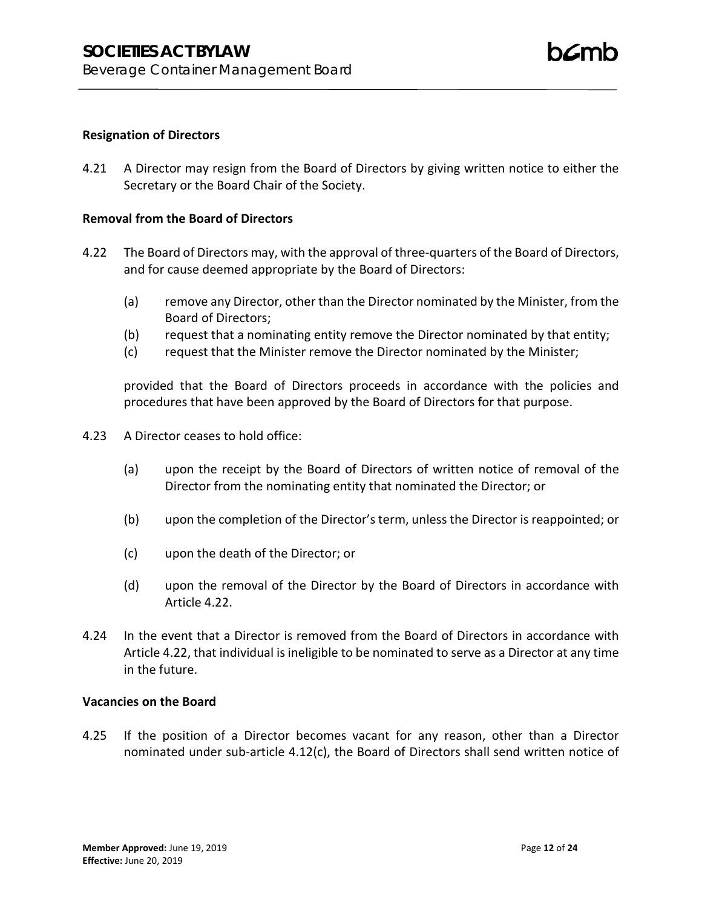**Resignation of Directors**

4.21 A Director may resign from the Board of Directors by giving written notice to either the Secretary or the Board Chair of the Society.

**Removal from the Board of Directors**

4.22 The Board of Directors may, with the approval of three-quarters of the Board of Directors, and for cause deemed appropriate by the Board of Directors:

(a) remove any Director, other than the Director nominated by the Minister, from the Board of Directors;
(b) request that a nominating entity remove the Director nominated by that entity;
(c) request that the Minister remove the Director nominated by the Minister;

provided that the Board of Directors proceeds in accordance with the policies and procedures that have been approved by the Board of Directors for that purpose.

4.23 A Director ceases to hold office:

(a) upon the receipt by the Board of Directors of written notice of removal of the Director from the nominating entity that nominated the Director; or

(b) upon the completion of the Director's term, unless the Director is reappointed; or

(c) upon the death of the Director; or

(d) upon the removal of the Director by the Board of Directors in accordance with Article 4.22.

4.24 In the event that a Director is removed from the Board of Directors in accordance with Article 4.22, that individual is ineligible to be nominated to serve as a Director at any time in the future.

**Vacancies on the Board**

4.25 If the position of a Director becomes vacant for any reason, other than a Director nominated under sub-article 4.12(c), the Board of Directors shall send written notice of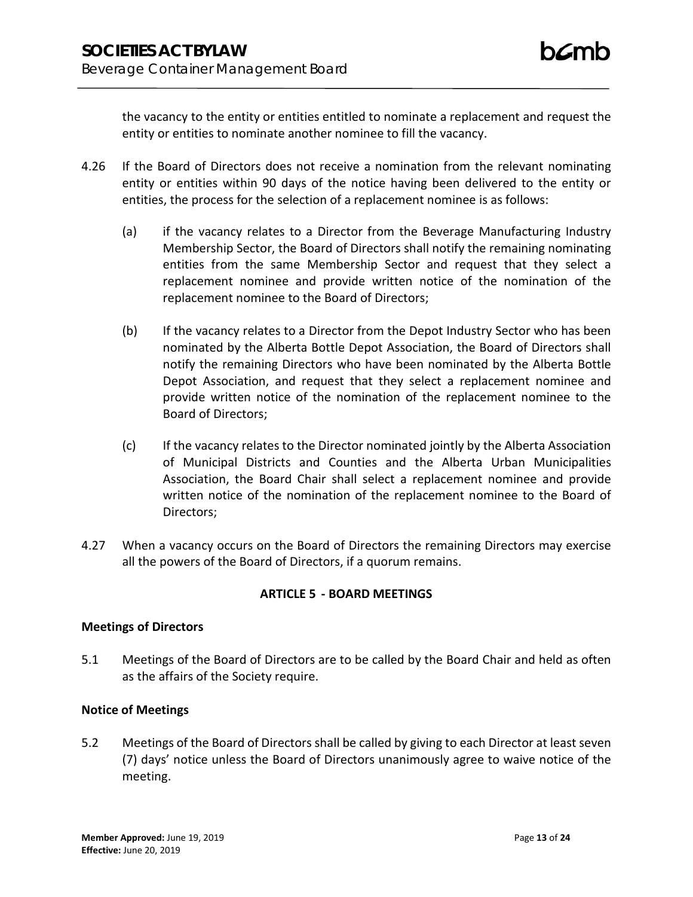the vacancy to the entity or entities entitled to nominate a replacement and request the entity or entities to nominate another nominee to fill the vacancy.

4.26 If the Board of Directors does not receive a nomination from the relevant nominating entity or entities within 90 days of the notice having been delivered to the entity or entities, the process for the selection of a replacement nominee is as follows:

(a) if the vacancy relates to a Director from the Beverage Manufacturing Industry Membership Sector, the Board of Directors shall notify the remaining nominating entities from the same Membership Sector and request that they select a replacement nominee and provide written notice of the nomination of the replacement nominee to the Board of Directors;

(b) If the vacancy relates to a Director from the Depot Industry Sector who has been nominated by the Alberta Bottle Depot Association, the Board of Directors shall notify the remaining Directors who have been nominated by the Alberta Bottle Depot Association, and request that they select a replacement nominee and provide written notice of the nomination of the replacement nominee to the Board of Directors;

(c) If the vacancy relates to the Director nominated jointly by the Alberta Association of Municipal Districts and Counties and the Alberta Urban Municipalities Association, the Board Chair shall select a replacement nominee and provide written notice of the nomination of the replacement nominee to the Board of Directors;

4.27 When a vacancy occurs on the Board of Directors the remaining Directors may exercise all the powers of the Board of Directors, if a quorum remains.

## ARTICLE 5 - BOARD MEETINGS

### Meetings of Directors

5.1 Meetings of the Board of Directors are to be called by the Board Chair and held as often as the affairs of the Society require.

### Notice of Meetings

5.2 Meetings of the Board of Directors shall be called by giving to each Director at least seven (7) days' notice unless the Board of Directors unanimously agree to waive notice of the meeting.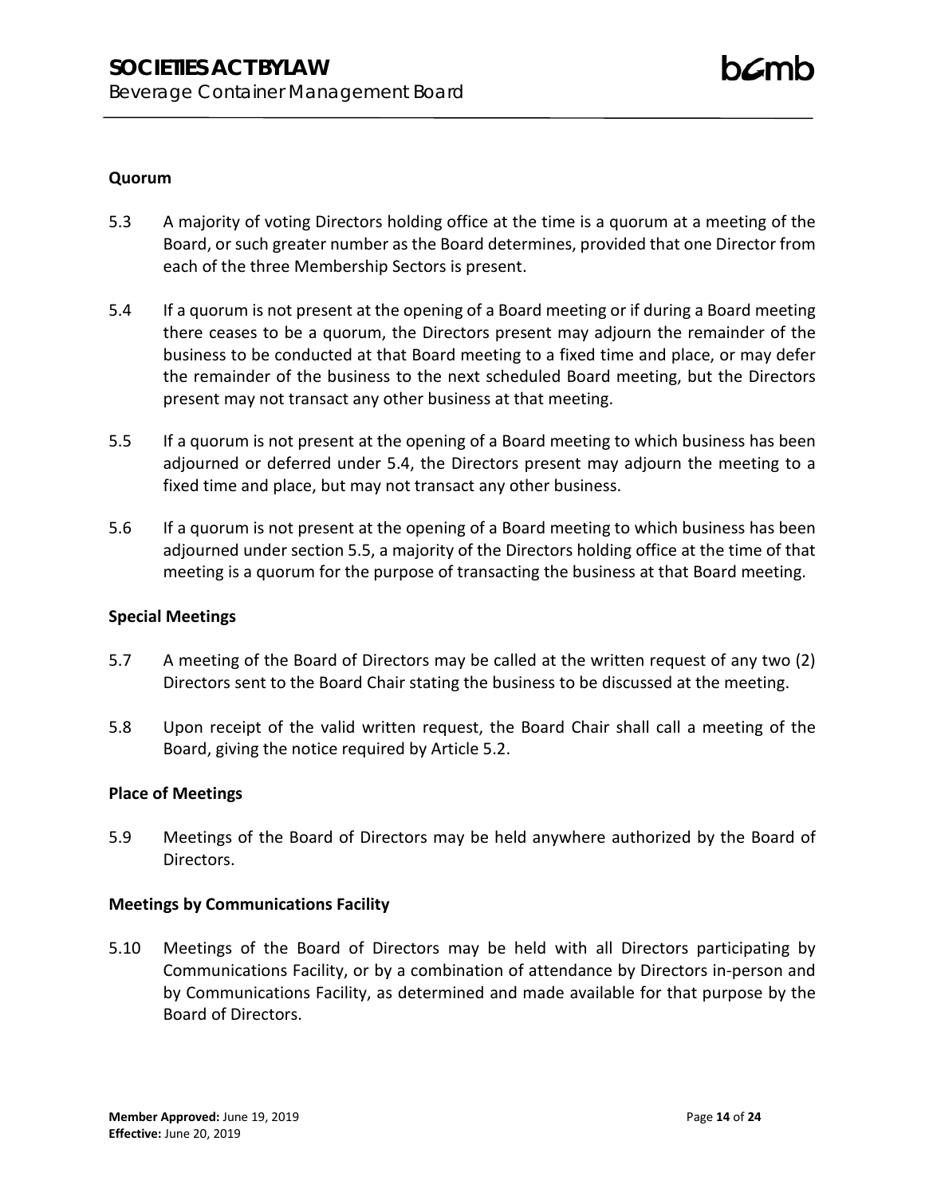### Quorum

5.3 A majority of voting Directors holding office at the time is a quorum at a meeting of the Board, or such greater number as the Board determines, provided that one Director from each of the three Membership Sectors is present.

5.4 If a quorum is not present at the opening of a Board meeting or if during a Board meeting there ceases to be a quorum, the Directors present may adjourn the remainder of the business to be conducted at that Board meeting to a fixed time and place, or may defer the remainder of the business to the next scheduled Board meeting, but the Directors present may not transact any other business at that meeting.

5.5 If a quorum is not present at the opening of a Board meeting to which business has been adjourned or deferred under 5.4, the Directors present may adjourn the meeting to a fixed time and place, but may not transact any other business.

5.6 If a quorum is not present at the opening of a Board meeting to which business has been adjourned under section 5.5, a majority of the Directors holding office at the time of that meeting is a quorum for the purpose of transacting the business at that Board meeting.

### Special Meetings

5.7 A meeting of the Board of Directors may be called at the written request of any two (2) Directors sent to the Board Chair stating the business to be discussed at the meeting.

5.8 Upon receipt of the valid written request, the Board Chair shall call a meeting of the Board, giving the notice required by Article 5.2.

### Place of Meetings

5.9 Meetings of the Board of Directors may be held anywhere authorized by the Board of Directors.

### Meetings by Communications Facility

5.10 Meetings of the Board of Directors may be held with all Directors participating by Communications Facility, or by a combination of attendance by Directors in-person and by Communications Facility, as determined and made available for that purpose by the Board of Directors.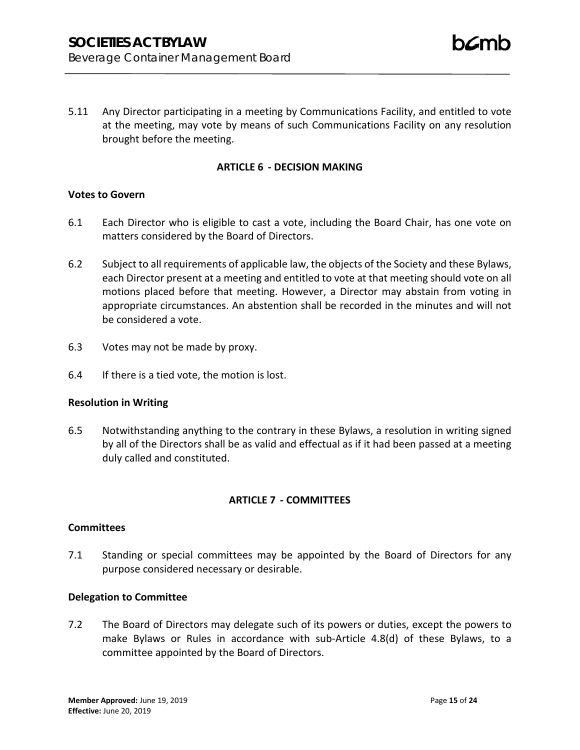5.11 Any Director participating in a meeting by Communications Facility, and entitled to vote at the meeting, may vote by means of such Communications Facility on any resolution brought before the meeting.

## ARTICLE 6 - DECISION MAKING

### Votes to Govern

6.1 Each Director who is eligible to cast a vote, including the Board Chair, has one vote on matters considered by the Board of Directors.

6.2 Subject to all requirements of applicable law, the objects of the Society and these Bylaws, each Director present at a meeting and entitled to vote at that meeting should vote on all motions placed before that meeting. However, a Director may abstain from voting in appropriate circumstances. An abstention shall be recorded in the minutes and will not be considered a vote.

6.3 Votes may not be made by proxy.

6.4 If there is a tied vote, the motion is lost.

### Resolution in Writing

6.5 Notwithstanding anything to the contrary in these Bylaws, a resolution in writing signed by all of the Directors shall be as valid and effectual as if it had been passed at a meeting duly called and constituted.

## ARTICLE 7 - COMMITTEES

### Committees

7.1 Standing or special committees may be appointed by the Board of Directors for any purpose considered necessary or desirable.

### Delegation to Committee

7.2 The Board of Directors may delegate such of its powers or duties, except the powers to make Bylaws or Rules in accordance with sub-Article 4.8(d) of these Bylaws, to a committee appointed by the Board of Directors.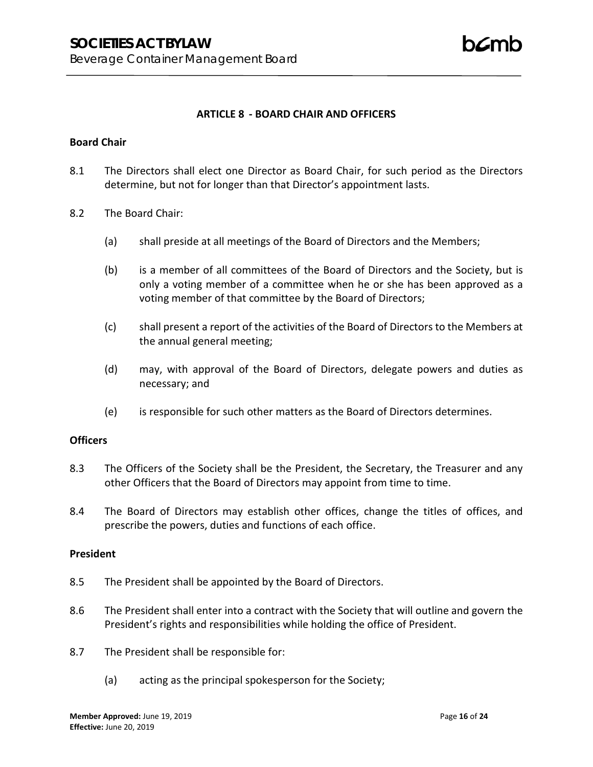## ARTICLE 8 - BOARD CHAIR AND OFFICERS

### Board Chair

8.1 The Directors shall elect one Director as Board Chair, for such period as the Directors determine, but not for longer than that Director's appointment lasts.

8.2 The Board Chair:

(a) shall preside at all meetings of the Board of Directors and the Members;

(b) is a member of all committees of the Board of Directors and the Society, but is only a voting member of a committee when he or she has been approved as a voting member of that committee by the Board of Directors;

(c) shall present a report of the activities of the Board of Directors to the Members at the annual general meeting;

(d) may, with approval of the Board of Directors, delegate powers and duties as necessary; and

(e) is responsible for such other matters as the Board of Directors determines.

### Officers

8.3 The Officers of the Society shall be the President, the Secretary, the Treasurer and any other Officers that the Board of Directors may appoint from time to time.

8.4 The Board of Directors may establish other offices, change the titles of offices, and prescribe the powers, duties and functions of each office.

### President

8.5 The President shall be appointed by the Board of Directors.

8.6 The President shall enter into a contract with the Society that will outline and govern the President's rights and responsibilities while holding the office of President.

8.7 The President shall be responsible for:

(a) acting as the principal spokesperson for the Society;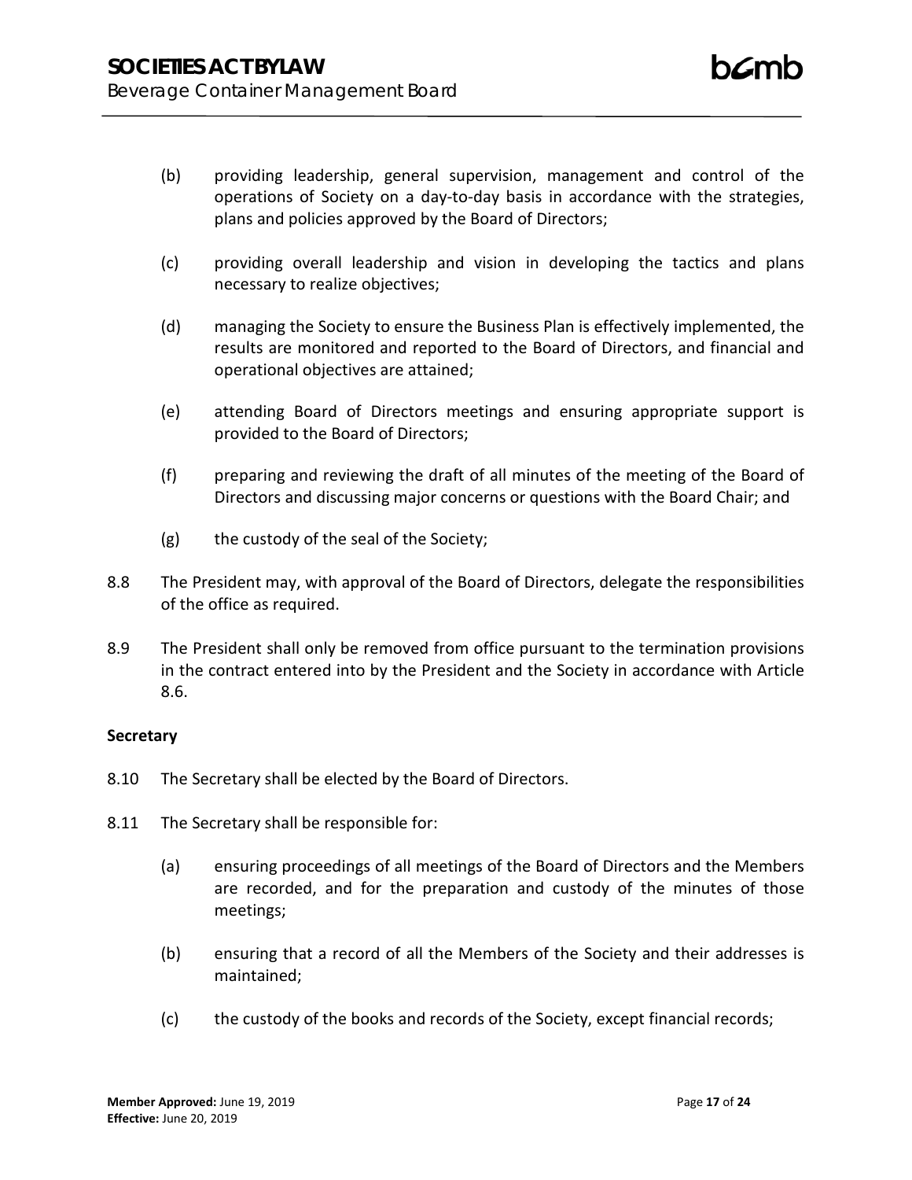(b) providing leadership, general supervision, management and control of the operations of Society on a day-to-day basis in accordance with the strategies, plans and policies approved by the Board of Directors;

(c) providing overall leadership and vision in developing the tactics and plans necessary to realize objectives;

(d) managing the Society to ensure the Business Plan is effectively implemented, the results are monitored and reported to the Board of Directors, and financial and operational objectives are attained;

(e) attending Board of Directors meetings and ensuring appropriate support is provided to the Board of Directors;

(f) preparing and reviewing the draft of all minutes of the meeting of the Board of Directors and discussing major concerns or questions with the Board Chair; and

(g) the custody of the seal of the Society;

8.8 The President may, with approval of the Board of Directors, delegate the responsibilities of the office as required.

8.9 The President shall only be removed from office pursuant to the termination provisions in the contract entered into by the President and the Society in accordance with Article 8.6.

**Secretary**

8.10 The Secretary shall be elected by the Board of Directors.

8.11 The Secretary shall be responsible for:

(a) ensuring proceedings of all meetings of the Board of Directors and the Members are recorded, and for the preparation and custody of the minutes of those meetings;

(b) ensuring that a record of all the Members of the Society and their addresses is maintained;

(c) the custody of the books and records of the Society, except financial records;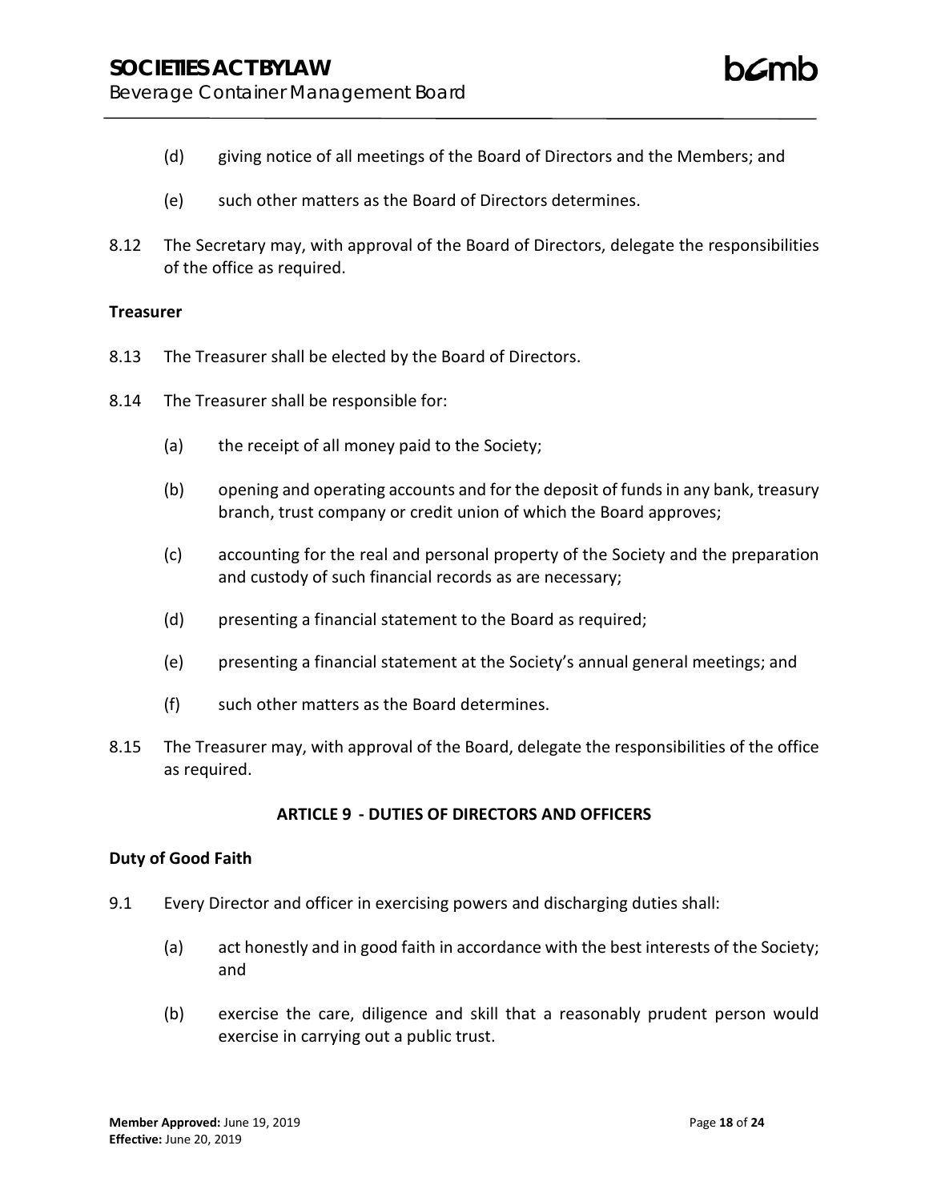(d) giving notice of all meetings of the Board of Directors and the Members; and

(e) such other matters as the Board of Directors determines.

8.12 The Secretary may, with approval of the Board of Directors, delegate the responsibilities of the office as required.

**Treasurer**

8.13 The Treasurer shall be elected by the Board of Directors.

8.14 The Treasurer shall be responsible for:

(a) the receipt of all money paid to the Society;

(b) opening and operating accounts and for the deposit of funds in any bank, treasury branch, trust company or credit union of which the Board approves;

(c) accounting for the real and personal property of the Society and the preparation and custody of such financial records as are necessary;

(d) presenting a financial statement to the Board as required;

(e) presenting a financial statement at the Society's annual general meetings; and

(f) such other matters as the Board determines.

8.15 The Treasurer may, with approval of the Board, delegate the responsibilities of the office as required.

## ARTICLE 9 - DUTIES OF DIRECTORS AND OFFICERS

**Duty of Good Faith**

9.1 Every Director and officer in exercising powers and discharging duties shall:

(a) act honestly and in good faith in accordance with the best interests of the Society; and

(b) exercise the care, diligence and skill that a reasonably prudent person would exercise in carrying out a public trust.

**Member Approved:** June 19, 2019
**Effective:** June 20, 2019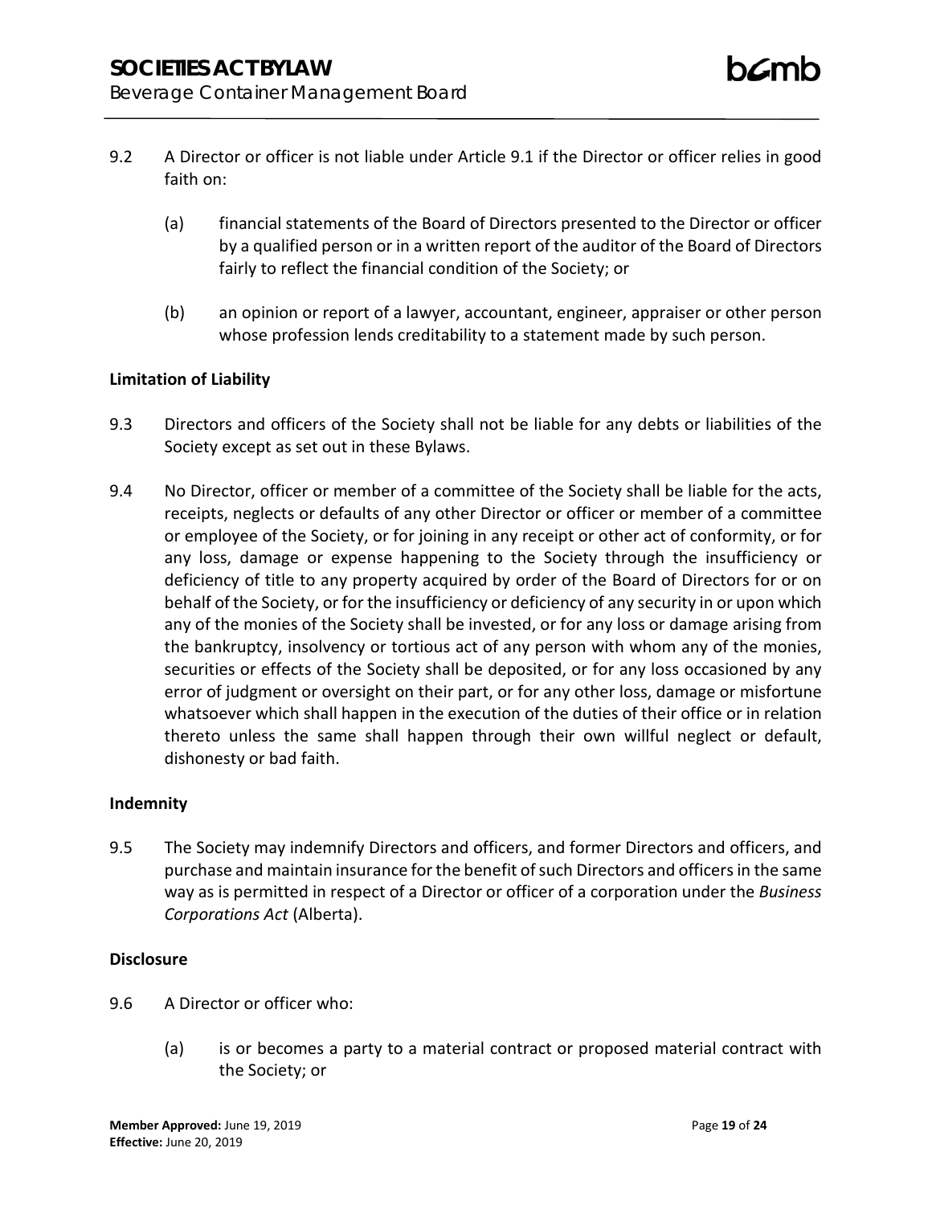9.2 A Director or officer is not liable under Article 9.1 if the Director or officer relies in good faith on:

(a) financial statements of the Board of Directors presented to the Director or officer by a qualified person or in a written report of the auditor of the Board of Directors fairly to reflect the financial condition of the Society; or

(b) an opinion or report of a lawyer, accountant, engineer, appraiser or other person whose profession lends creditability to a statement made by such person.

**Limitation of Liability**

9.3 Directors and officers of the Society shall not be liable for any debts or liabilities of the Society except as set out in these Bylaws.

9.4 No Director, officer or member of a committee of the Society shall be liable for the acts, receipts, neglects or defaults of any other Director or officer or member of a committee or employee of the Society, or for joining in any receipt or other act of conformity, or for any loss, damage or expense happening to the Society through the insufficiency or deficiency of title to any property acquired by order of the Board of Directors for or on behalf of the Society, or for the insufficiency or deficiency of any security in or upon which any of the monies of the Society shall be invested, or for any loss or damage arising from the bankruptcy, insolvency or tortious act of any person with whom any of the monies, securities or effects of the Society shall be deposited, or for any loss occasioned by any error of judgment or oversight on their part, or for any other loss, damage or misfortune whatsoever which shall happen in the execution of the duties of their office or in relation thereto unless the same shall happen through their own willful neglect or default, dishonesty or bad faith.

**Indemnity**

9.5 The Society may indemnify Directors and officers, and former Directors and officers, and purchase and maintain insurance for the benefit of such Directors and officers in the same way as is permitted in respect of a Director or officer of a corporation under the *Business Corporations Act* (Alberta).

**Disclosure**

9.6 A Director or officer who:

(a) is or becomes a party to a material contract or proposed material contract with the Society; or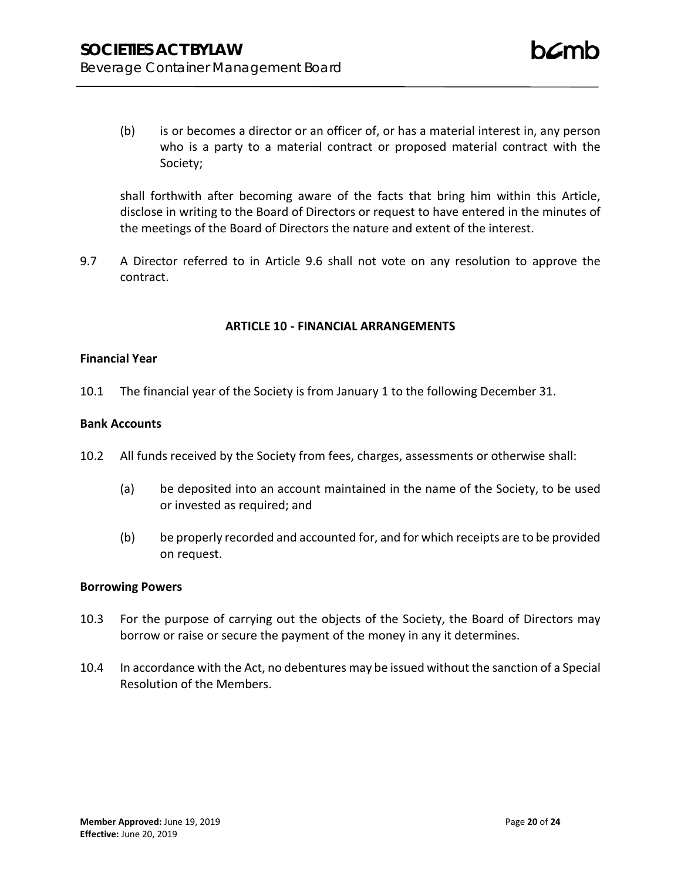(b) is or becomes a director or an officer of, or has a material interest in, any person who is a party to a material contract or proposed material contract with the Society;

shall forthwith after becoming aware of the facts that bring him within this Article, disclose in writing to the Board of Directors or request to have entered in the minutes of the meetings of the Board of Directors the nature and extent of the interest.

9.7 A Director referred to in Article 9.6 shall not vote on any resolution to approve the contract.

## ARTICLE 10 - FINANCIAL ARRANGEMENTS

**Financial Year**

10.1 The financial year of the Society is from January 1 to the following December 31.

**Bank Accounts**

10.2 All funds received by the Society from fees, charges, assessments or otherwise shall:

(a) be deposited into an account maintained in the name of the Society, to be used or invested as required; and

(b) be properly recorded and accounted for, and for which receipts are to be provided on request.

**Borrowing Powers**

10.3 For the purpose of carrying out the objects of the Society, the Board of Directors may borrow or raise or secure the payment of the money in any it determines.

10.4 In accordance with the Act, no debentures may be issued without the sanction of a Special Resolution of the Members.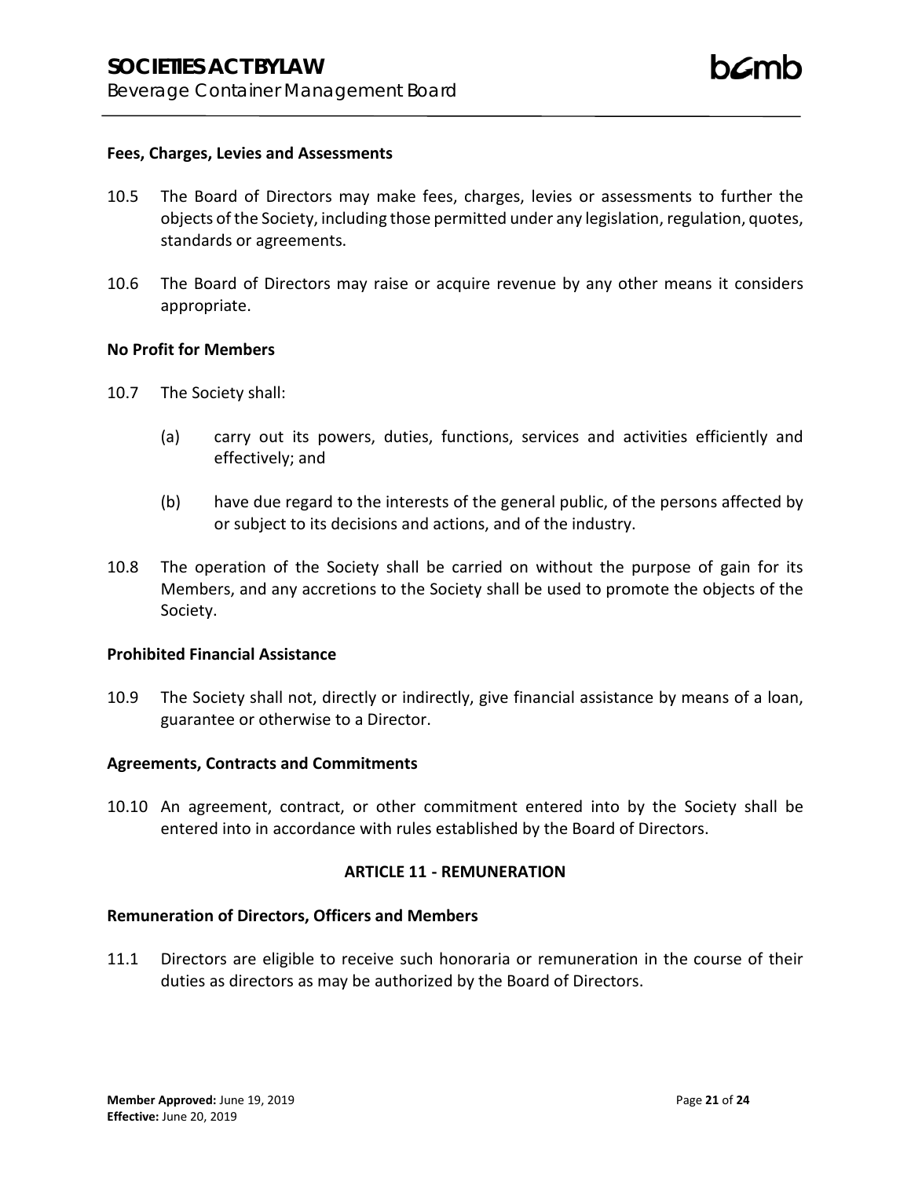**Fees, Charges, Levies and Assessments**

10.5 The Board of Directors may make fees, charges, levies or assessments to further the objects of the Society, including those permitted under any legislation, regulation, quotes, standards or agreements.

10.6 The Board of Directors may raise or acquire revenue by any other means it considers appropriate.

**No Profit for Members**

10.7 The Society shall:

(a) carry out its powers, duties, functions, services and activities efficiently and effectively; and

(b) have due regard to the interests of the general public, of the persons affected by or subject to its decisions and actions, and of the industry.

10.8 The operation of the Society shall be carried on without the purpose of gain for its Members, and any accretions to the Society shall be used to promote the objects of the Society.

**Prohibited Financial Assistance**

10.9 The Society shall not, directly or indirectly, give financial assistance by means of a loan, guarantee or otherwise to a Director.

**Agreements, Contracts and Commitments**

10.10 An agreement, contract, or other commitment entered into by the Society shall be entered into in accordance with rules established by the Board of Directors.

## ARTICLE 11 - REMUNERATION

**Remuneration of Directors, Officers and Members**

11.1 Directors are eligible to receive such honoraria or remuneration in the course of their duties as directors as may be authorized by the Board of Directors.

**Member Approved:** June 19, 2019
**Effective:** June 20, 2019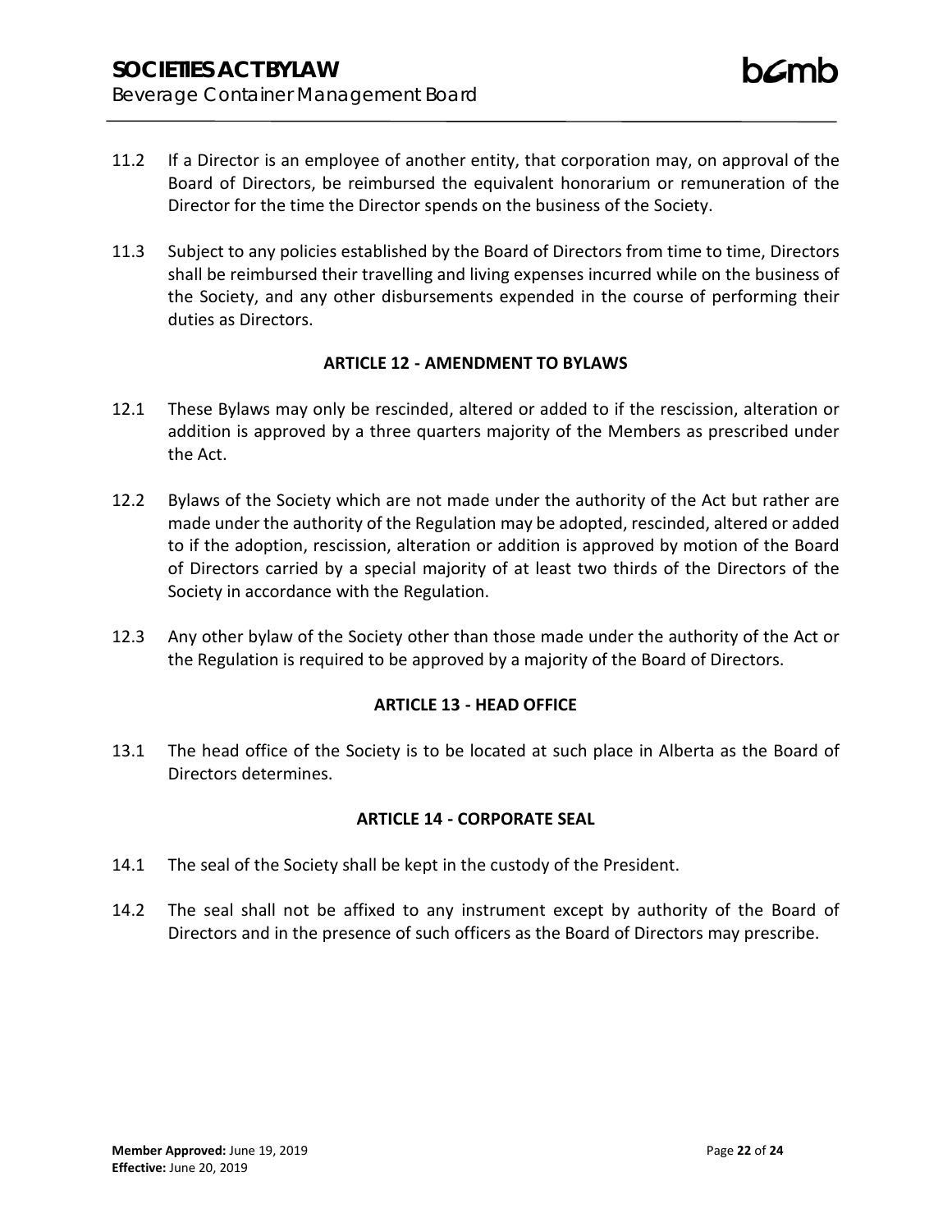11.2 If a Director is an employee of another entity, that corporation may, on approval of the Board of Directors, be reimbursed the equivalent honorarium or remuneration of the Director for the time the Director spends on the business of the Society.

11.3 Subject to any policies established by the Board of Directors from time to time, Directors shall be reimbursed their travelling and living expenses incurred while on the business of the Society, and any other disbursements expended in the course of performing their duties as Directors.

## ARTICLE 12 - AMENDMENT TO BYLAWS

12.1 These Bylaws may only be rescinded, altered or added to if the rescission, alteration or addition is approved by a three quarters majority of the Members as prescribed under the Act.

12.2 Bylaws of the Society which are not made under the authority of the Act but rather are made under the authority of the Regulation may be adopted, rescinded, altered or added to if the adoption, rescission, alteration or addition is approved by motion of the Board of Directors carried by a special majority of at least two thirds of the Directors of the Society in accordance with the Regulation.

12.3 Any other bylaw of the Society other than those made under the authority of the Act or the Regulation is required to be approved by a majority of the Board of Directors.

## ARTICLE 13 - HEAD OFFICE

13.1 The head office of the Society is to be located at such place in Alberta as the Board of Directors determines.

## ARTICLE 14 - CORPORATE SEAL

14.1 The seal of the Society shall be kept in the custody of the President.

14.2 The seal shall not be affixed to any instrument except by authority of the Board of Directors and in the presence of such officers as the Board of Directors may prescribe.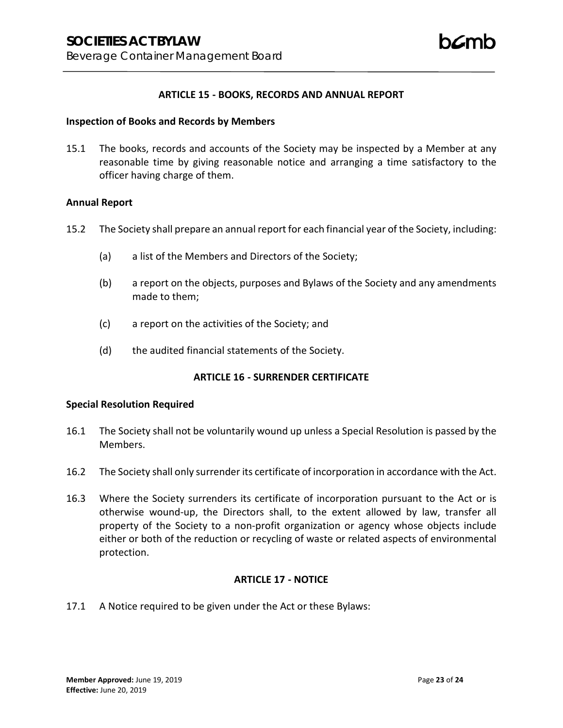## ARTICLE 15 - BOOKS, RECORDS AND ANNUAL REPORT

**Inspection of Books and Records by Members**

15.1 The books, records and accounts of the Society may be inspected by a Member at any reasonable time by giving reasonable notice and arranging a time satisfactory to the officer having charge of them.

**Annual Report**

15.2 The Society shall prepare an annual report for each financial year of the Society, including:

(a) a list of the Members and Directors of the Society;

(b) a report on the objects, purposes and Bylaws of the Society and any amendments made to them;

(c) a report on the activities of the Society; and

(d) the audited financial statements of the Society.

## ARTICLE 16 - SURRENDER CERTIFICATE

**Special Resolution Required**

16.1 The Society shall not be voluntarily wound up unless a Special Resolution is passed by the Members.

16.2 The Society shall only surrender its certificate of incorporation in accordance with the Act.

16.3 Where the Society surrenders its certificate of incorporation pursuant to the Act or is otherwise wound-up, the Directors shall, to the extent allowed by law, transfer all property of the Society to a non-profit organization or agency whose objects include either or both of the reduction or recycling of waste or related aspects of environmental protection.

## ARTICLE 17 - NOTICE

17.1 A Notice required to be given under the Act or these Bylaws: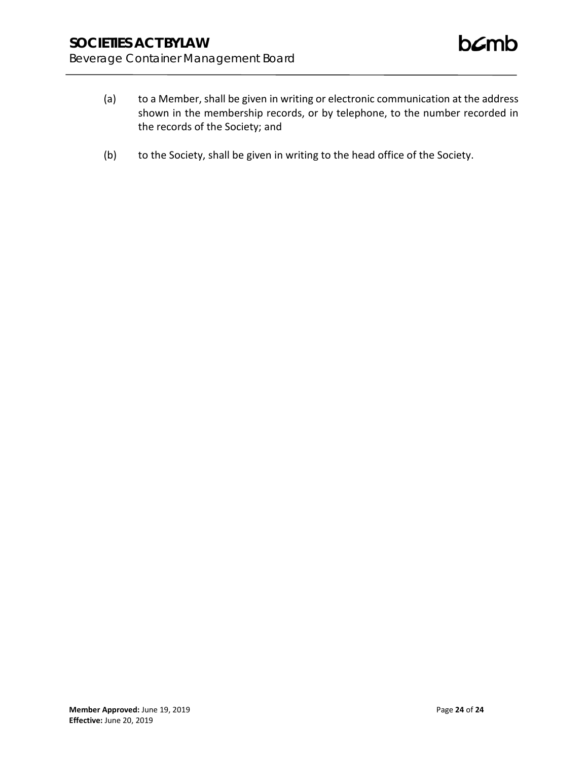(a) to a Member, shall be given in writing or electronic communication at the address shown in the membership records, or by telephone, to the number recorded in the records of the Society; and

(b) to the Society, shall be given in writing to the head office of the Society.